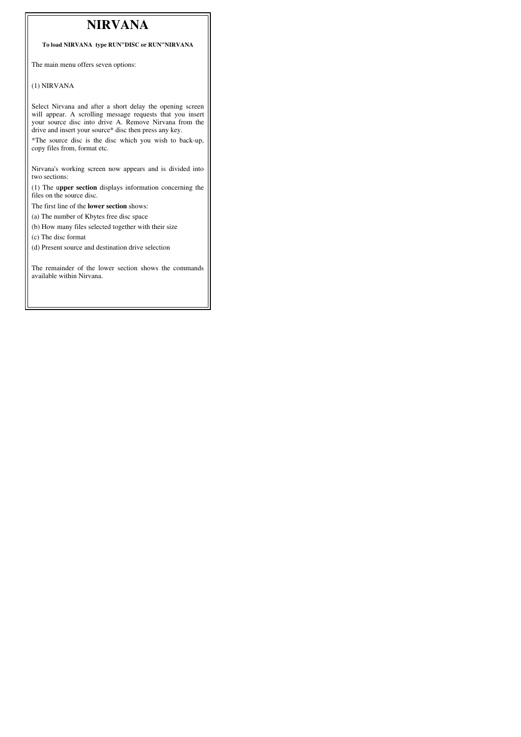# NIRVANA

**To load NIRVANA type RUN"DISC or RUN"NIRVANA**

The main menu offers seven options:

(1) NIRVANA

Select Nirvana and after a short delay the opening screen will appear. A scrolling message requests that you insert your source disc into drive A. Remove Nirvana from the drive and insert your source* disc then press any key.

*The source disc is the disc which you wish to back-up, copy files from, format etc.

Nirvana's working screen now appears and is divided into two sections:

(1) The u**pper section** displays information concerning the files on the source disc.

The first line of the **lower section** shows:

(a) The number of Kbytes free disc space

(b) How many files selected together with their size

(c) The disc format

(d) Present source and destination drive selection

The remainder of the lower section shows the commands available within Nirvana.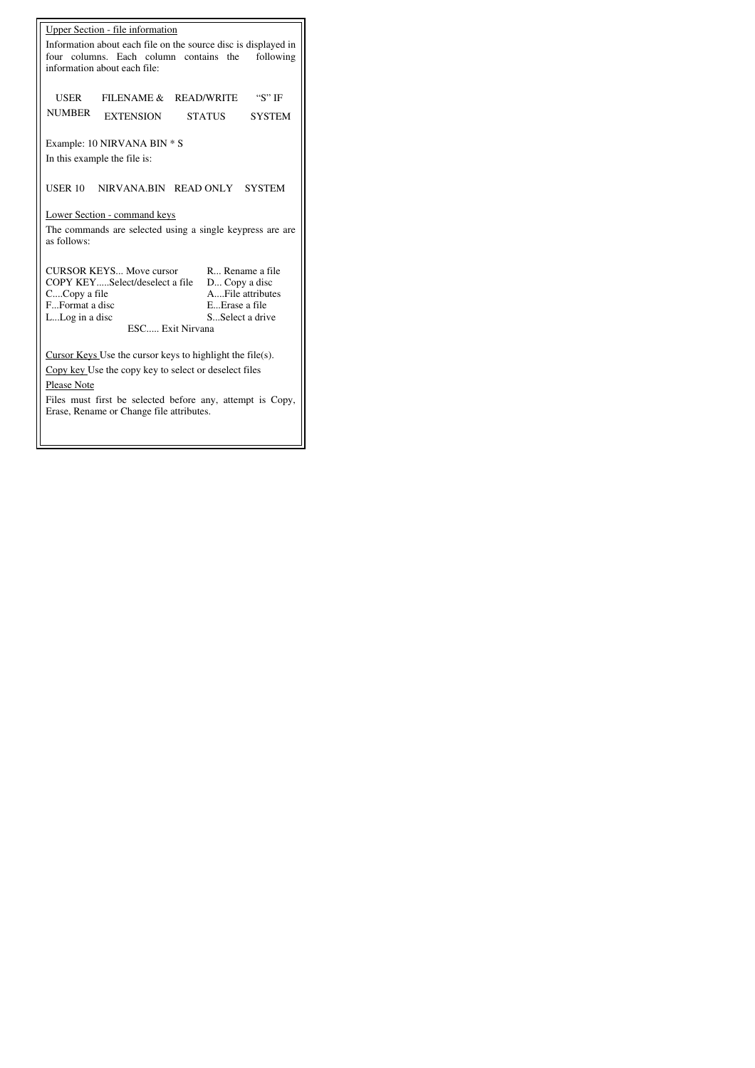Upper Section - file information

Information about each file on the source disc is displayed in four columns. Each column contains the following information about each file:

| USER NUMBER | FILENAME & EXTENSION | READ/WRITE STATUS | "S" IF SYSTEM |
|---|---|---|---|

Example: 10 NIRVANA BIN * S

In this example the file is:

USER 10 NIRVANA.BIN READ ONLY SYSTEM

Lower Section - command keys

The commands are selected using a single keypress are are as follows:

| | |
|---|---|
| CURSOR KEYS... Move cursor | R... Rename a file |
| COPY KEY.....Select/deselect a file | D... Copy a disc |
| C....Copy a file | A....File attributes |
| F...Format a disc | E...Erase a file |
| L...Log in a disc | S...Select a drive |

ESC..... Exit Nirvana

Cursor Keys Use the cursor keys to highlight the file(s).

Copy key Use the copy key to select or deselect files

Please Note

Files must first be selected before any, attempt is Copy, Erase, Rename or Change file attributes.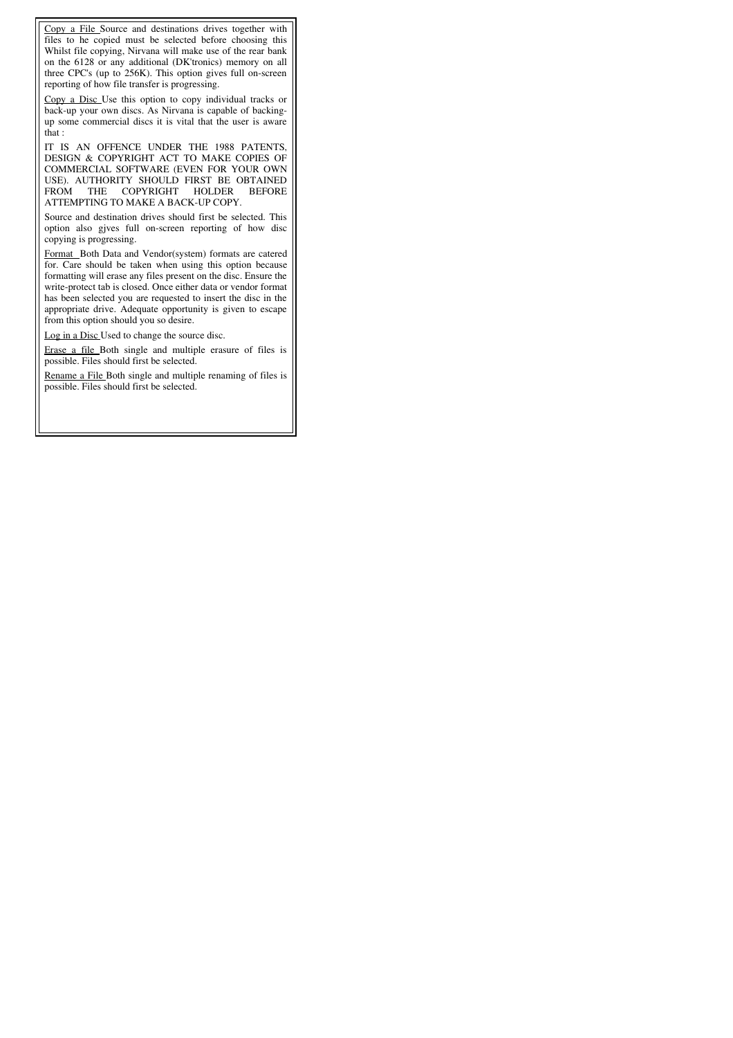<u>Copy a File</u> Source and destinations drives together with files to he copied must be selected before choosing this Whilst file copying, Nirvana will make use of the rear bank on the 6128 or any additional (DK'tronics) memory on all three CPC's (up to 256K). This option gives full on-screen reporting of how file transfer is progressing.

<u>Copy a Disc</u> Use this option to copy individual tracks or back-up your own discs. As Nirvana is capable of backing-up some commercial discs it is vital that the user is aware that :

IT IS AN OFFENCE UNDER THE 1988 PATENTS, DESIGN & COPYRIGHT ACT TO MAKE COPIES OF COMMERCIAL SOFTWARE (EVEN FOR YOUR OWN USE). AUTHORITY SHOULD FIRST BE OBTAINED FROM THE COPYRIGHT HOLDER BEFORE ATTEMPTING TO MAKE A BACK-UP COPY.

Source and destination drives should first be selected. This option also gjves full on-screen reporting of how disc copying is progressing.

<u>Format</u> Both Data and Vendor(system) formats are catered for. Care should be taken when using this option because formatting will erase any files present on the disc. Ensure the write-protect tab is closed. Once either data or vendor format has been selected you are requested to insert the disc in the appropriate drive. Adequate opportunity is given to escape from this option should you so desire.

<u>Log in a Disc</u> Used to change the source disc.

<u>Erase a file</u> Both single and multiple erasure of files is possible. Files should first be selected.

<u>Rename a File</u> Both single and multiple renaming of files is possible. Files should first be selected.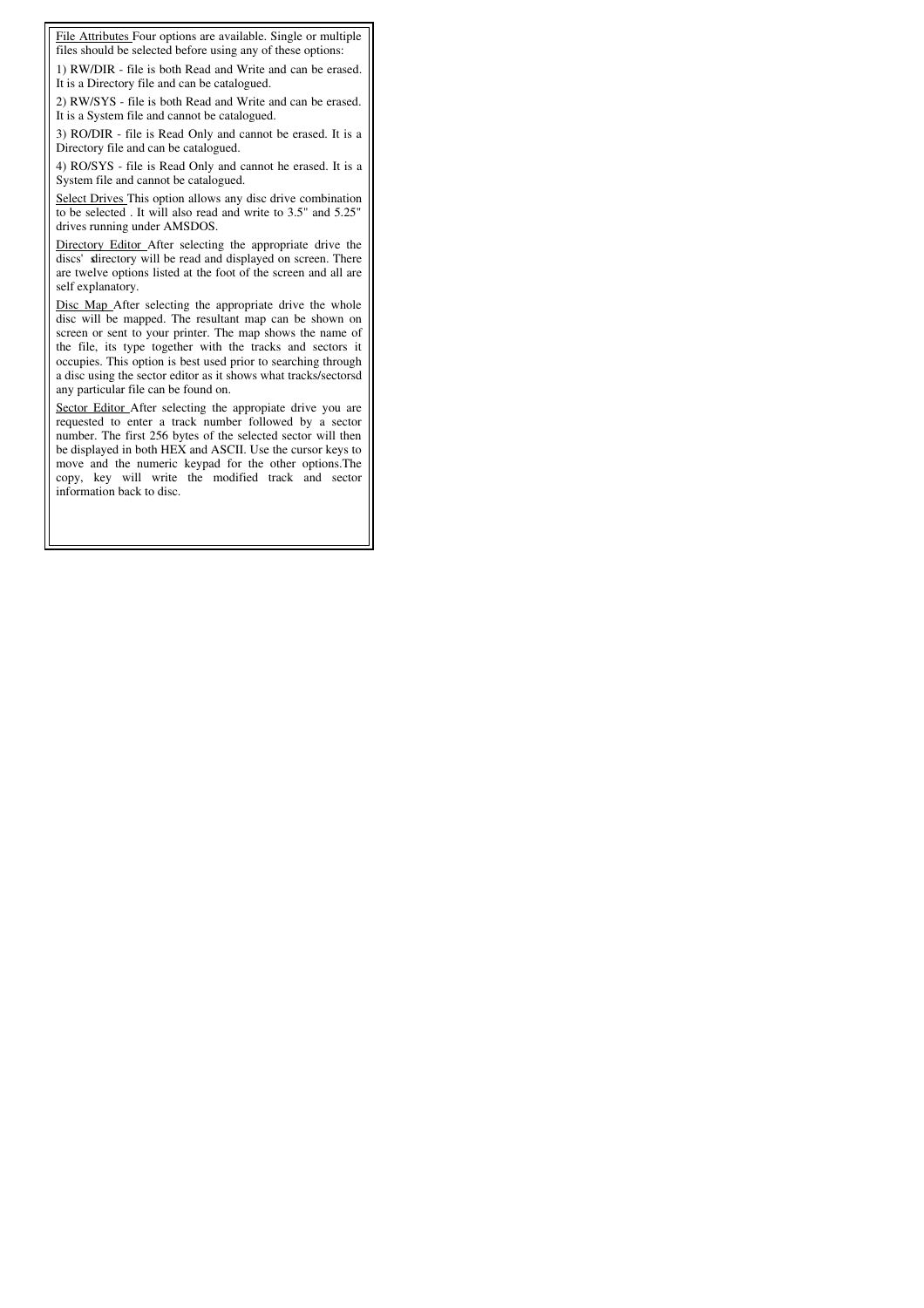File Attributes Four options are available. Single or multiple files should be selected before using any of these options:

1) RW/DIR - file is both Read and Write and can be erased. It is a Directory file and can be catalogued.

2) RW/SYS - file is both Read and Write and can be erased. It is a System file and cannot be catalogued.

3) RO/DIR - file is Read Only and cannot be erased. It is a Directory file and can be catalogued.

4) RO/SYS - file is Read Only and cannot he erased. It is a System file and cannot be catalogued.

Select Drives This option allows any disc drive combination to be selected . It will also read and write to 3.5" and 5.25" drives running under AMSDOS.

Directory Editor After selecting the appropriate drive the discs' sdirectory will be read and displayed on screen. There are twelve options listed at the foot of the screen and all are self explanatory.

Disc Map After selecting the appropriate drive the whole disc will be mapped. The resultant map can be shown on screen or sent to your printer. The map shows the name of the file, its type together with the tracks and sectors it occupies. This option is best used prior to searching through a disc using the sector editor as it shows what tracks/sectorsd any particular file can be found on.

Sector Editor After selecting the appropiate drive you are requested to enter a track number followed by a sector number. The first 256 bytes of the selected sector will then be displayed in both HEX and ASCII. Use the cursor keys to move and the numeric keypad for the other options.The copy, key will write the modified track and sector information back to disc.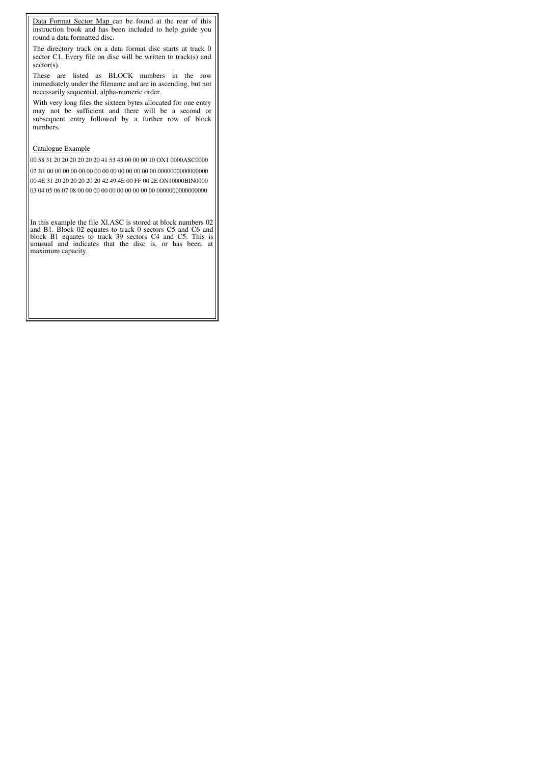Data Format Sector Map can be found at the rear of this instruction book and has been included to help guide you round a data formatted disc.

The directory track on a data format disc starts at track 0 sector C1. Every file on disc will be written to track(s) and sector(s).

These are listed as BLOCK numbers in the row immediately.under the filename and are in ascending, but not necessarily sequential, alpha-numeric order.

With very long files the sixteen bytes allocated for one entry may not be sufficient and there will be a second or subsequent entry followed by a further row of block numbers.

Catalogue Example

```
00 58 31 20 20 20 20 20 20 41 53 43 00 00 00 10 OX1 0000ASC0000
02 B1 00 00 00 00 00 00 00 00 00 00 00 00 00 00 0000000000000000
00 4E 31 20 20 20 20 20 20 42 49 4E 00 FF 00 2E ON10000BIN0000
03 04 05 06 07 08 00 00 00 00 00 00 00 00 00 00 0000000000000000
```

In this example the file Xl.ASC is stored at block numbers 02 and B1. Block 02 equates to track 0 sectors C5 and C6 and block B1 equates to track 39 sectors C4 and C5. This is unusual and indicates that the disc is, or has been, at maximum capacity.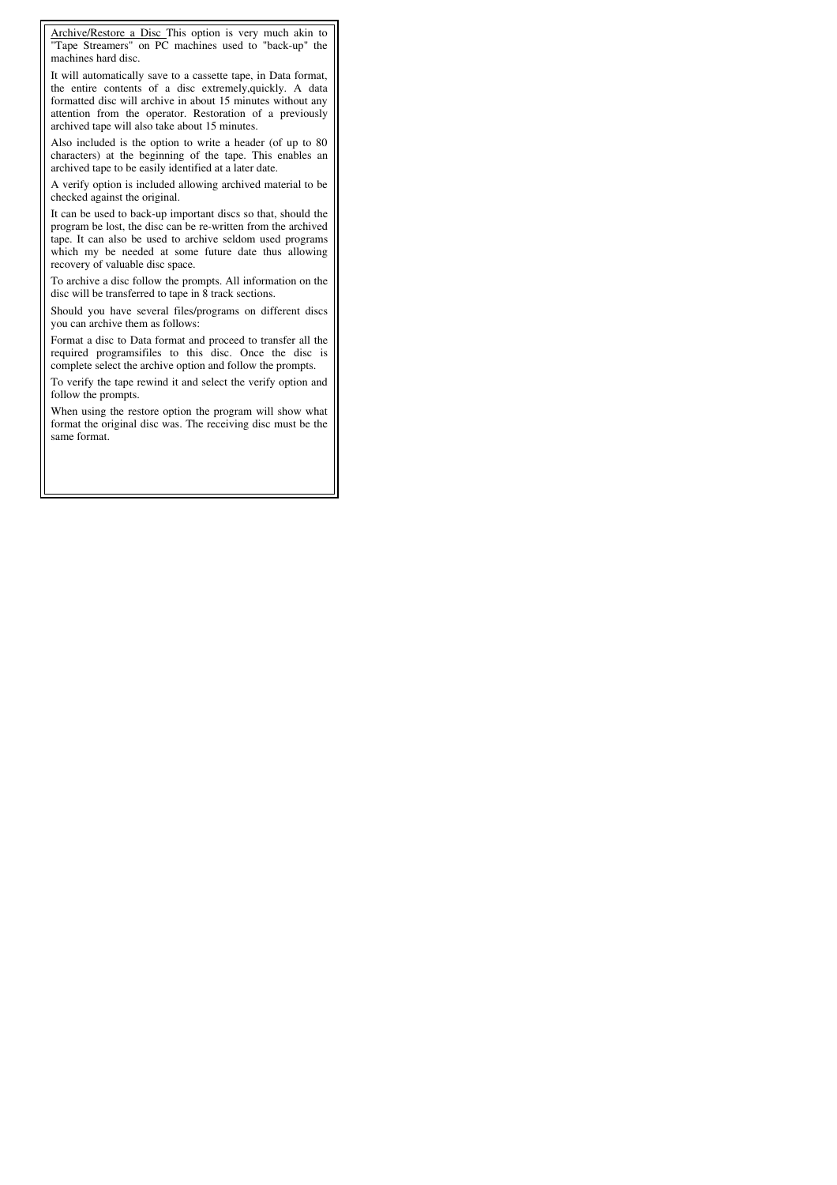<u>Archive/Restore a Disc</u> This option is very much akin to "Tape Streamers" on PC machines used to "back-up" the machines hard disc.

It will automatically save to a cassette tape, in Data format, the entire contents of a disc extremely,quickly. A data formatted disc will archive in about 15 minutes without any attention from the operator. Restoration of a previously archived tape will also take about 15 minutes.

Also included is the option to write a header (of up to 80 characters) at the beginning of the tape. This enables an archived tape to be easily identified at a later date.

A verify option is included allowing archived material to be checked against the original.

It can be used to back-up important discs so that, should the program be lost, the disc can be re-written from the archived tape. It can also be used to archive seldom used programs which my be needed at some future date thus allowing recovery of valuable disc space.

To archive a disc follow the prompts. All information on the disc will be transferred to tape in 8 track sections.

Should you have several files/programs on different discs you can archive them as follows:

Format a disc to Data format and proceed to transfer all the required programsifiles to this disc. Once the disc is complete select the archive option and follow the prompts.

To verify the tape rewind it and select the verify option and follow the prompts.

When using the restore option the program will show what format the original disc was. The receiving disc must be the same format.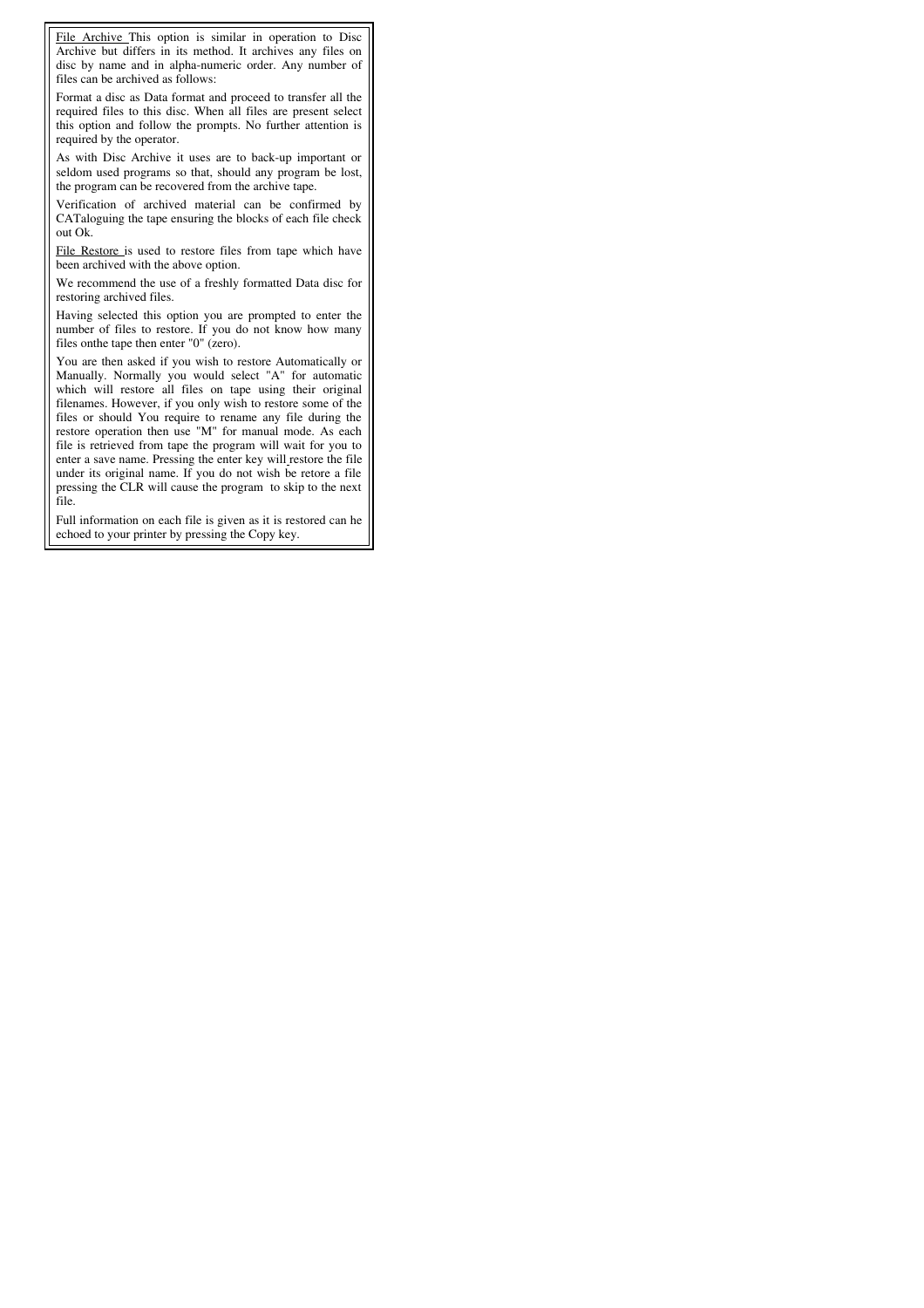File Archive This option is similar in operation to Disc Archive but differs in its method. It archives any files on disc by name and in alpha-numeric order. Any number of files can be archived as follows:

Format a disc as Data format and proceed to transfer all the required files to this disc. When all files are present select this option and follow the prompts. No further attention is required by the operator.

As with Disc Archive it uses are to back-up important or seldom used programs so that, should any program be lost, the program can be recovered from the archive tape.

Verification of archived material can be confirmed by CATaloguing the tape ensuring the blocks of each file check out Ok.

File Restore is used to restore files from tape which have been archived with the above option.

We recommend the use of a freshly formatted Data disc for restoring archived files.

Having selected this option you are prompted to enter the number of files to restore. If you do not know how many files onthe tape then enter "0" (zero).

You are then asked if you wish to restore Automatically or Manually. Normally you would select "A" for automatic which will restore all files on tape using their original filenames. However, if you only wish to restore some of the files or should You require to rename any file during the restore operation then use "M" for manual mode. As each file is retrieved from tape the program will wait for you to enter a save name. Pressing the enter key will restore the file under its original name. If you do not wish be retore a file pressing the CLR will cause the program to skip to the next file.

Full information on each file is given as it is restored can he echoed to your printer by pressing the Copy key.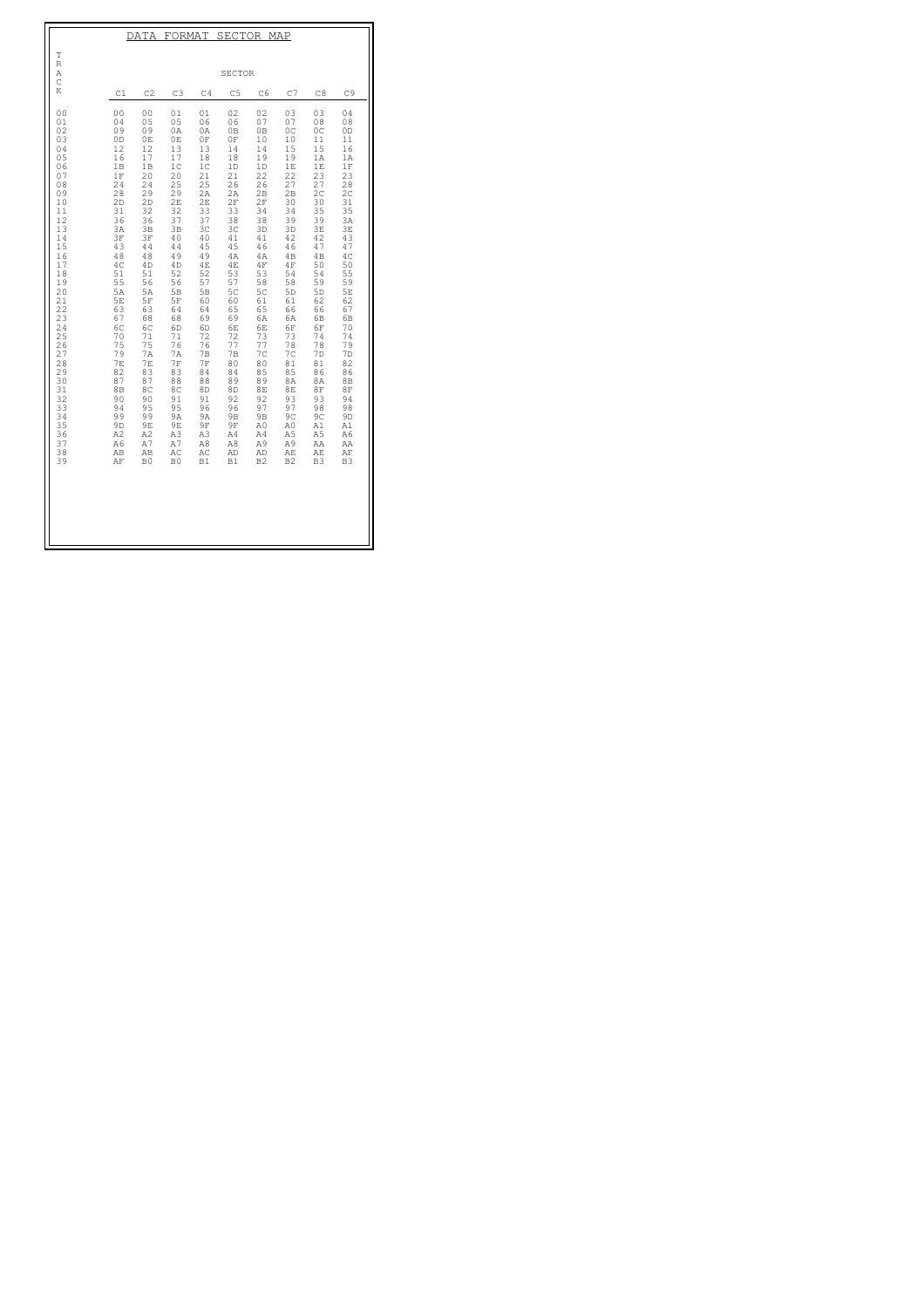# DATA FORMAT SECTOR MAP

| TRACK | C1 | C2 | C3 | C4 | C5 | C6 | C7 | C8 | C9 |
|---|---|---|---|---|---|---|---|---|---|
| 00 | 00 | 00 | 01 | 01 | 02 | 02 | 03 | 03 | 04 |
| 01 | 04 | 05 | 05 | 06 | 06 | 07 | 07 | 08 | 08 |
| 02 | 09 | 09 | 0A | 0A | 0B | 0B | 0C | 0C | 0D |
| 03 | 0D | 0E | 0E | 0F | 0F | 10 | 10 | 11 | 11 |
| 04 | 12 | 12 | 13 | 13 | 14 | 14 | 15 | 15 | 16 |
| 05 | 16 | 17 | 17 | 18 | 18 | 19 | 19 | 1A | 1A |
| 06 | 1B | 1B | 1C | 1C | 1D | 1D | 1E | 1E | 1F |
| 07 | 1F | 20 | 20 | 21 | 21 | 22 | 22 | 23 | 23 |
| 08 | 24 | 24 | 25 | 25 | 26 | 26 | 27 | 27 | 28 |
| 09 | 28 | 29 | 29 | 2A | 2A | 2B | 2B | 2C | 2C |
| 10 | 2D | 2D | 2E | 2E | 2F | 2F | 30 | 30 | 31 |
| 11 | 31 | 32 | 32 | 33 | 33 | 34 | 34 | 35 | 35 |
| 12 | 36 | 36 | 37 | 37 | 38 | 38 | 39 | 39 | 3A |
| 13 | 3A | 3B | 3B | 3C | 3C | 3D | 3D | 3E | 3E |
| 14 | 3F | 3F | 40 | 40 | 41 | 41 | 42 | 42 | 43 |
| 15 | 43 | 44 | 44 | 45 | 45 | 46 | 46 | 47 | 47 |
| 16 | 48 | 48 | 49 | 49 | 4A | 4A | 4B | 4B | 4C |
| 17 | 4C | 4D | 4D | 4E | 4E | 4F | 4F | 50 | 50 |
| 18 | 51 | 51 | 52 | 52 | 53 | 53 | 54 | 54 | 55 |
| 19 | 55 | 56 | 56 | 57 | 57 | 58 | 58 | 59 | 59 |
| 20 | 5A | 5A | 5B | 5B | 5C | 5C | 5D | 5D | 5E |
| 21 | 5E | 5F | 5F | 60 | 60 | 61 | 61 | 62 | 62 |
| 22 | 63 | 63 | 64 | 64 | 65 | 65 | 66 | 66 | 67 |
| 23 | 67 | 68 | 68 | 69 | 69 | 6A | 6A | 6B | 6B |
| 24 | 6C | 6C | 6D | 6D | 6E | 6E | 6F | 6F | 70 |
| 25 | 70 | 71 | 71 | 72 | 72 | 73 | 73 | 74 | 74 |
| 26 | 75 | 75 | 76 | 76 | 77 | 77 | 78 | 78 | 79 |
| 27 | 79 | 7A | 7A | 7B | 7B | 7C | 7C | 7D | 7D |
| 28 | 7E | 7E | 7F | 7F | 80 | 80 | 81 | 81 | 82 |
| 29 | 82 | 83 | 83 | 84 | 84 | 85 | 85 | 86 | 86 |
| 30 | 87 | 87 | 88 | 88 | 89 | 89 | 8A | 8A | 8B |
| 31 | 8B | 8C | 8C | 8D | 8D | 8E | 8E | 8F | 8F |
| 32 | 90 | 90 | 91 | 91 | 92 | 92 | 93 | 93 | 94 |
| 33 | 94 | 95 | 95 | 96 | 96 | 97 | 97 | 98 | 98 |
| 34 | 99 | 99 | 9A | 9A | 9B | 9B | 9C | 9C | 9D |
| 35 | 9D | 9E | 9E | 9F | 9F | A0 | A0 | A1 | A1 |
| 36 | A2 | A2 | A3 | A3 | A4 | A4 | A5 | A5 | A6 |
| 37 | A6 | A7 | A7 | A8 | A8 | A9 | A9 | AA | AA |
| 38 | AB | AB | AC | AC | AD | AD | AE | AE | AF |
| 39 | AF | B0 | B0 | B1 | B1 | B2 | B2 | B3 | B3 |